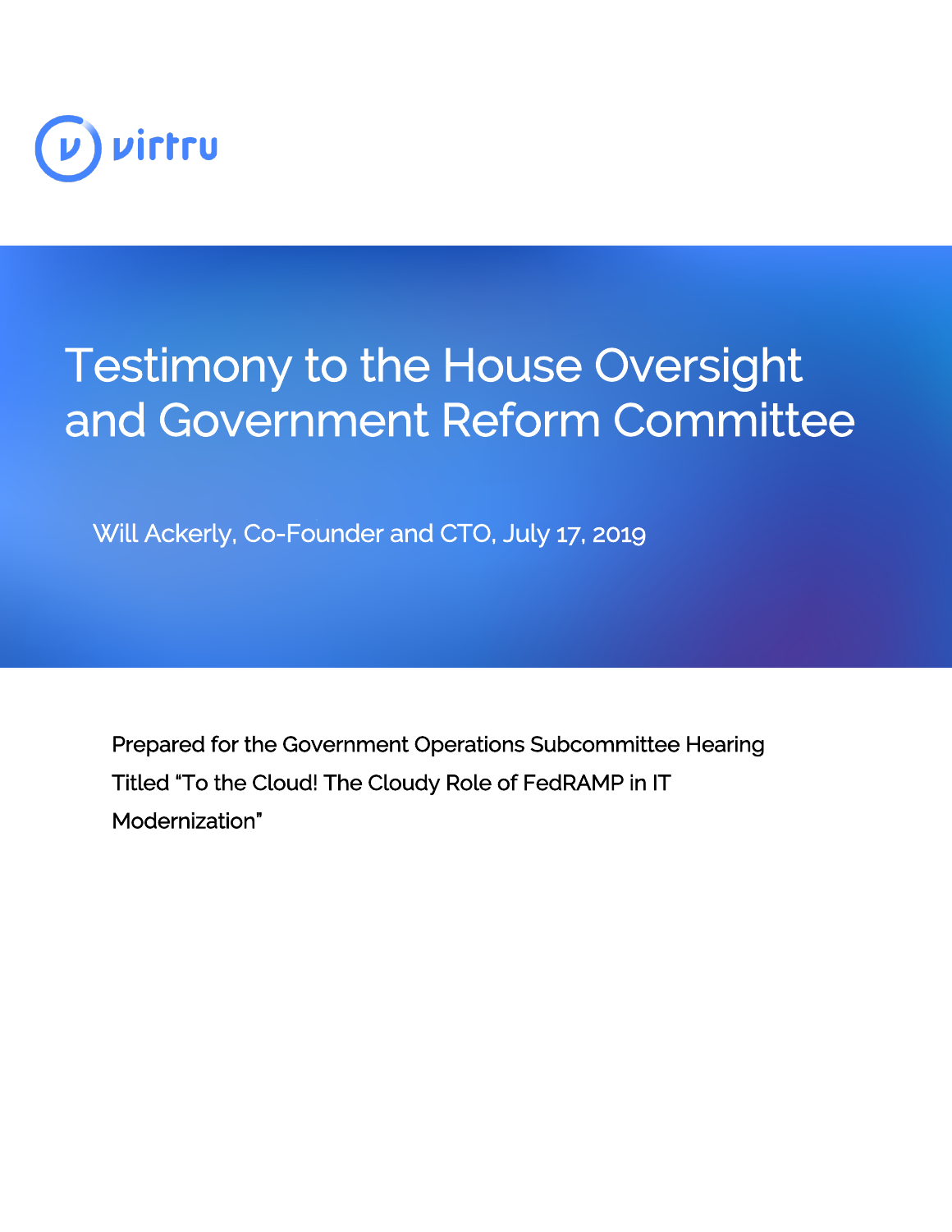virtru

# Testimony to the House Oversight and Government Reform Committee

Will Ackerly, Co-Founder and CTO, July 17, 2019

Prepared for the Government Operations Subcommittee Hearing Titled "To the Cloud! The Cloudy Role of FedRAMP in IT Modernization"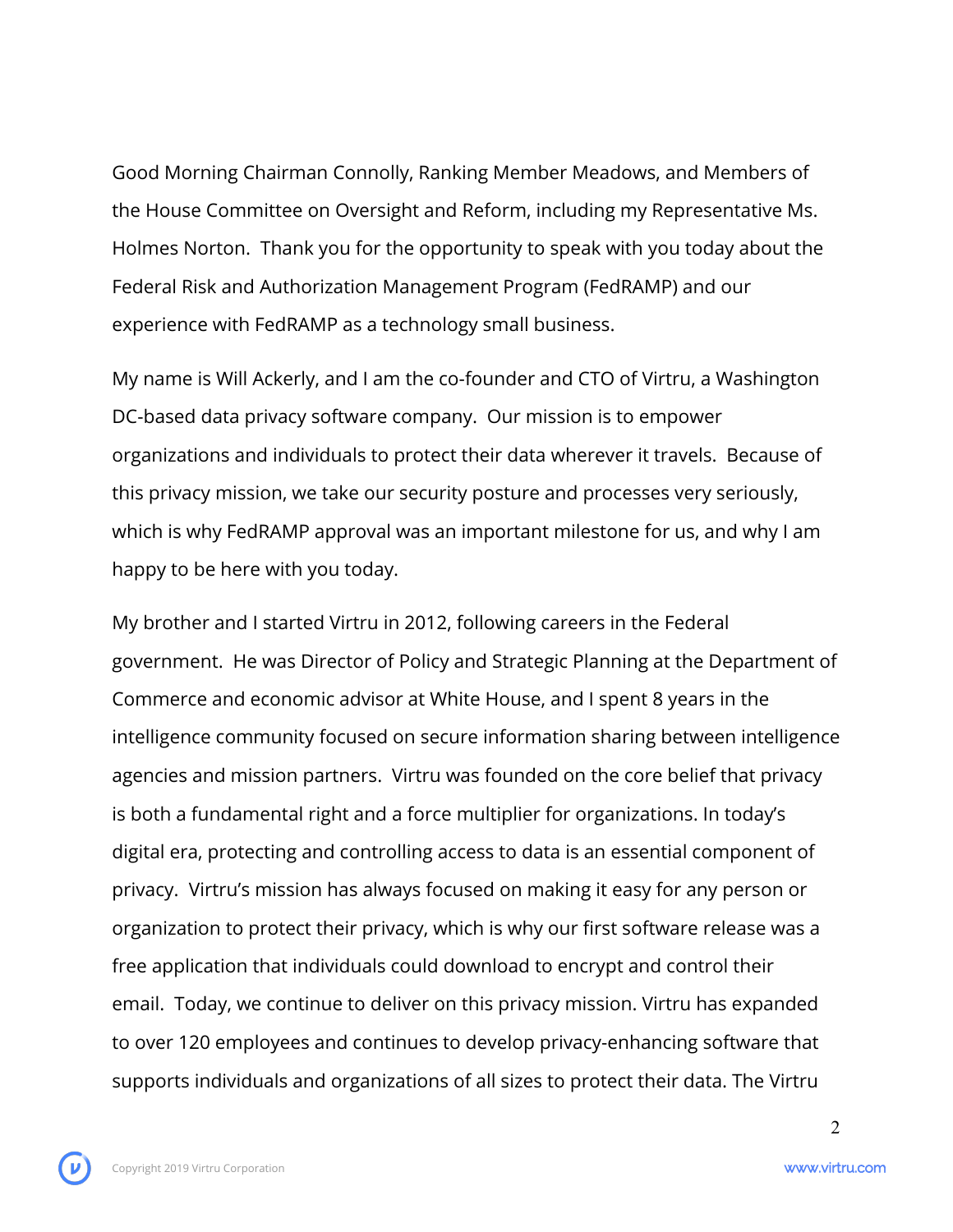Good Morning Chairman Connolly, Ranking Member Meadows, and Members of the House Committee on Oversight and Reform, including my Representative Ms. Holmes Norton. Thank you for the opportunity to speak with you today about the Federal Risk and Authorization Management Program (FedRAMP) and our experience with FedRAMP as a technology small business.

My name is Will Ackerly, and I am the co-founder and CTO of Virtru, a Washington DC-based data privacy software company. Our mission is to empower organizations and individuals to protect their data wherever it travels. Because of this privacy mission, we take our security posture and processes very seriously, which is why FedRAMP approval was an important milestone for us, and why I am happy to be here with you today.

My brother and I started Virtru in 2012, following careers in the Federal government. He was Director of Policy and Strategic Planning at the Department of Commerce and economic advisor at White House, and I spent 8 years in the intelligence community focused on secure information sharing between intelligence agencies and mission partners. Virtru was founded on the core belief that privacy is both a fundamental right and a force multiplier for organizations. In today's digital era, protecting and controlling access to data is an essential component of privacy. Virtru's mission has always focused on making it easy for any person or organization to protect their privacy, which is why our first software release was a free application that individuals could download to encrypt and control their email. Today, we continue to deliver on this privacy mission. Virtru has expanded to over 120 employees and continues to develop privacy-enhancing software that supports individuals and organizations of all sizes to protect their data. The Virtru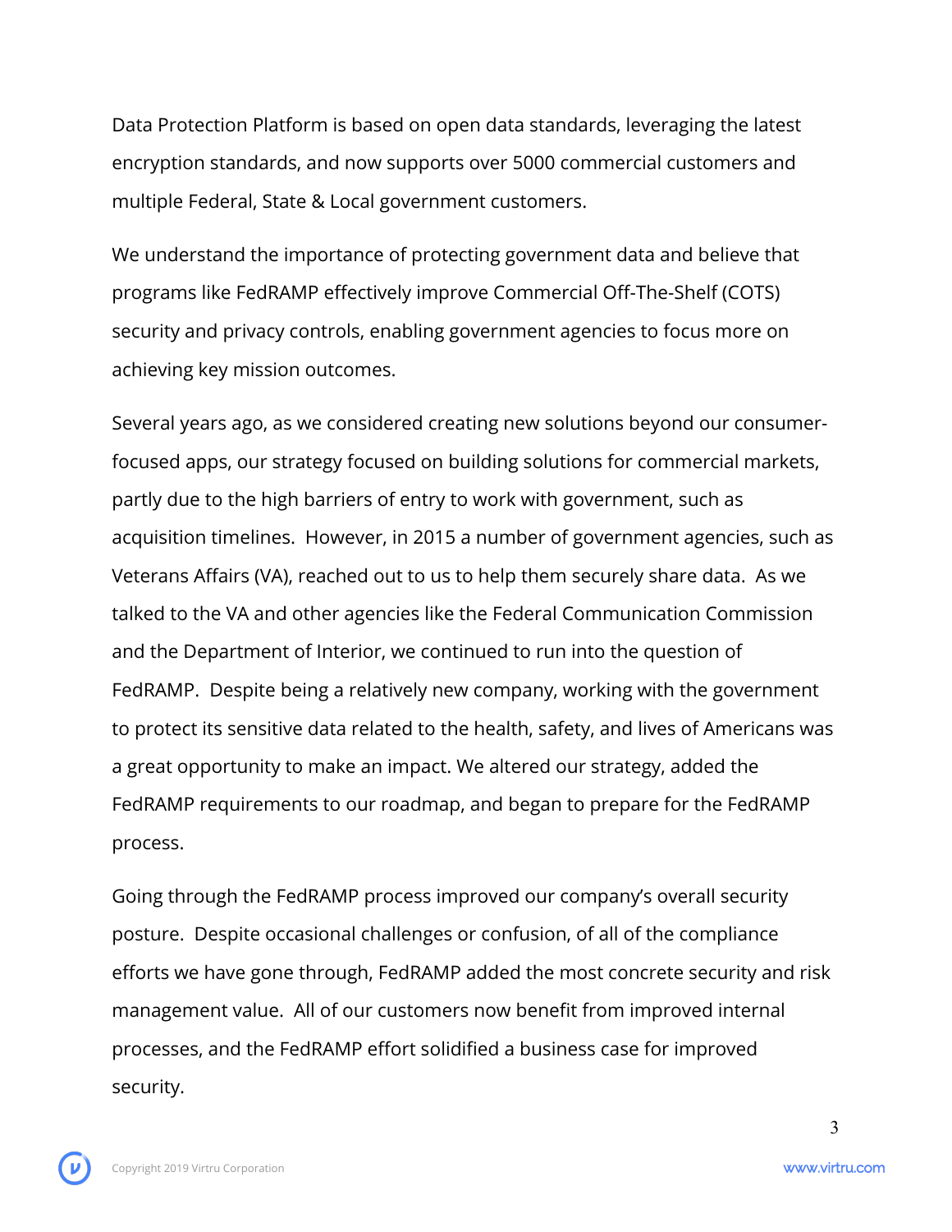Data Protection Platform is based on open data standards, leveraging the latest encryption standards, and now supports over 5000 commercial customers and multiple Federal, State & Local government customers.

We understand the importance of protecting government data and believe that programs like FedRAMP effectively improve Commercial Off-The-Shelf (COTS) security and privacy controls, enabling government agencies to focus more on achieving key mission outcomes.

Several years ago, as we considered creating new solutions beyond our consumer-focused apps, our strategy focused on building solutions for commercial markets, partly due to the high barriers of entry to work with government, such as acquisition timelines. However, in 2015 a number of government agencies, such as Veterans Affairs (VA), reached out to us to help them securely share data. As we talked to the VA and other agencies like the Federal Communication Commission and the Department of Interior, we continued to run into the question of FedRAMP. Despite being a relatively new company, working with the government to protect its sensitive data related to the health, safety, and lives of Americans was a great opportunity to make an impact. We altered our strategy, added the FedRAMP requirements to our roadmap, and began to prepare for the FedRAMP process.

Going through the FedRAMP process improved our company's overall security posture. Despite occasional challenges or confusion, of all of the compliance efforts we have gone through, FedRAMP added the most concrete security and risk management value. All of our customers now benefit from improved internal processes, and the FedRAMP effort solidified a business case for improved security.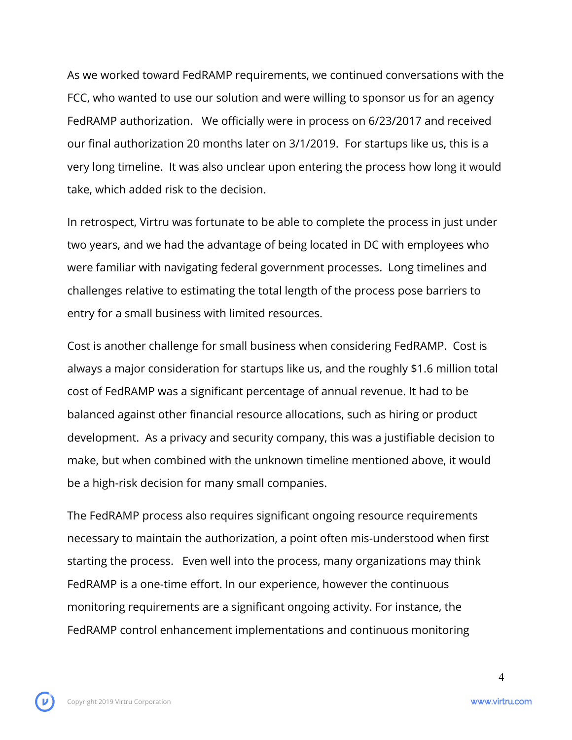As we worked toward FedRAMP requirements, we continued conversations with the FCC, who wanted to use our solution and were willing to sponsor us for an agency FedRAMP authorization. We officially were in process on 6/23/2017 and received our final authorization 20 months later on 3/1/2019. For startups like us, this is a very long timeline. It was also unclear upon entering the process how long it would take, which added risk to the decision.

In retrospect, Virtru was fortunate to be able to complete the process in just under two years, and we had the advantage of being located in DC with employees who were familiar with navigating federal government processes. Long timelines and challenges relative to estimating the total length of the process pose barriers to entry for a small business with limited resources.

Cost is another challenge for small business when considering FedRAMP. Cost is always a major consideration for startups like us, and the roughly $1.6 million total cost of FedRAMP was a significant percentage of annual revenue. It had to be balanced against other financial resource allocations, such as hiring or product development. As a privacy and security company, this was a justifiable decision to make, but when combined with the unknown timeline mentioned above, it would be a high-risk decision for many small companies.

The FedRAMP process also requires significant ongoing resource requirements necessary to maintain the authorization, a point often mis-understood when first starting the process. Even well into the process, many organizations may think FedRAMP is a one-time effort. In our experience, however the continuous monitoring requirements are a significant ongoing activity. For instance, the FedRAMP control enhancement implementations and continuous monitoring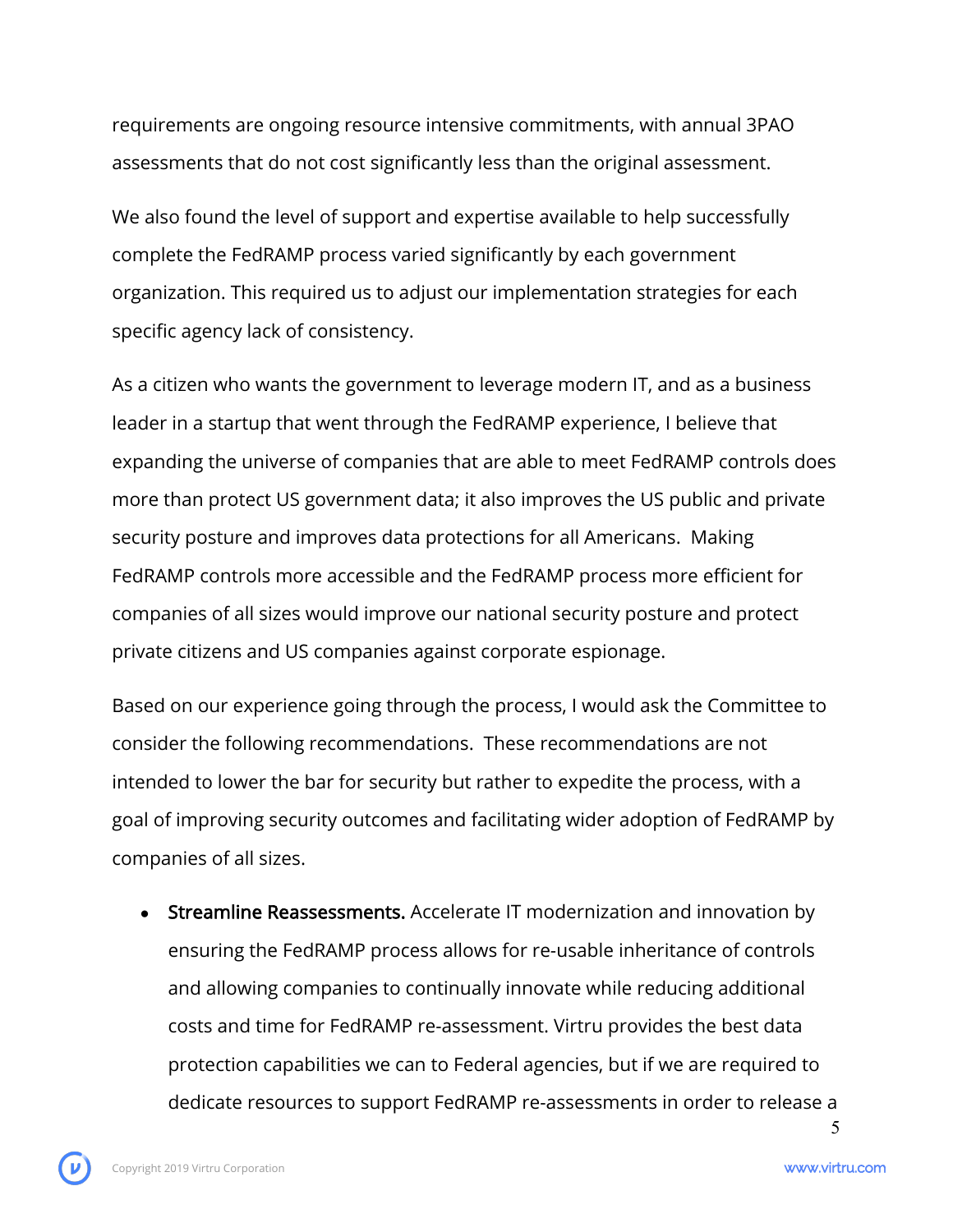requirements are ongoing resource intensive commitments, with annual 3PAO assessments that do not cost significantly less than the original assessment.

We also found the level of support and expertise available to help successfully complete the FedRAMP process varied significantly by each government organization. This required us to adjust our implementation strategies for each specific agency lack of consistency.

As a citizen who wants the government to leverage modern IT, and as a business leader in a startup that went through the FedRAMP experience, I believe that expanding the universe of companies that are able to meet FedRAMP controls does more than protect US government data; it also improves the US public and private security posture and improves data protections for all Americans. Making FedRAMP controls more accessible and the FedRAMP process more efficient for companies of all sizes would improve our national security posture and protect private citizens and US companies against corporate espionage.

Based on our experience going through the process, I would ask the Committee to consider the following recommendations. These recommendations are not intended to lower the bar for security but rather to expedite the process, with a goal of improving security outcomes and facilitating wider adoption of FedRAMP by companies of all sizes.

- **Streamline Reassessments.** Accelerate IT modernization and innovation by ensuring the FedRAMP process allows for re-usable inheritance of controls and allowing companies to continually innovate while reducing additional costs and time for FedRAMP re-assessment. Virtru provides the best data protection capabilities we can to Federal agencies, but if we are required to dedicate resources to support FedRAMP re-assessments in order to release a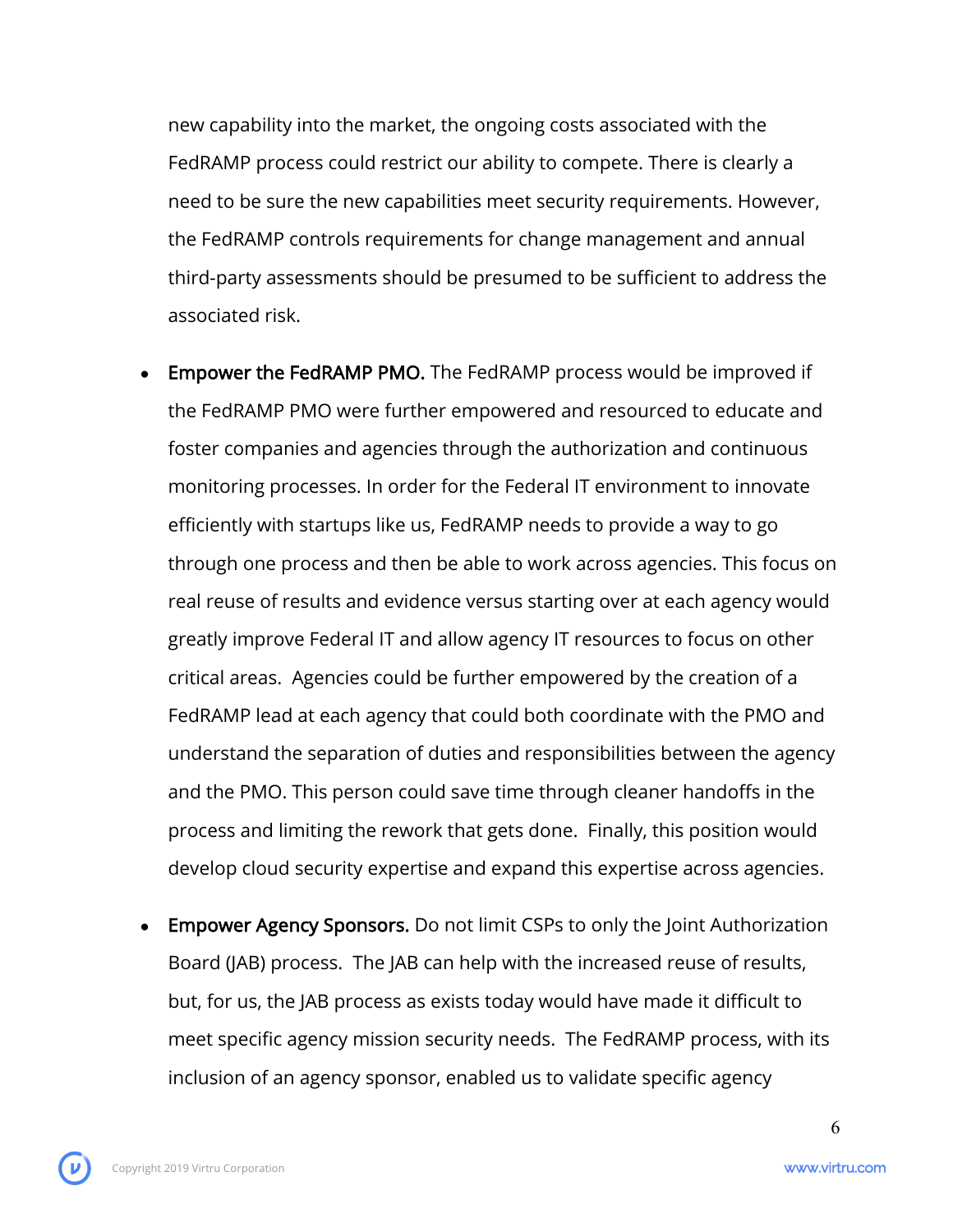new capability into the market, the ongoing costs associated with the FedRAMP process could restrict our ability to compete. There is clearly a need to be sure the new capabilities meet security requirements. However, the FedRAMP controls requirements for change management and annual third-party assessments should be presumed to be sufficient to address the associated risk.

- **Empower the FedRAMP PMO.** The FedRAMP process would be improved if the FedRAMP PMO were further empowered and resourced to educate and foster companies and agencies through the authorization and continuous monitoring processes. In order for the Federal IT environment to innovate efficiently with startups like us, FedRAMP needs to provide a way to go through one process and then be able to work across agencies. This focus on real reuse of results and evidence versus starting over at each agency would greatly improve Federal IT and allow agency IT resources to focus on other critical areas. Agencies could be further empowered by the creation of a FedRAMP lead at each agency that could both coordinate with the PMO and understand the separation of duties and responsibilities between the agency and the PMO. This person could save time through cleaner handoffs in the process and limiting the rework that gets done. Finally, this position would develop cloud security expertise and expand this expertise across agencies.

- **Empower Agency Sponsors.** Do not limit CSPs to only the Joint Authorization Board (JAB) process. The JAB can help with the increased reuse of results, but, for us, the JAB process as exists today would have made it difficult to meet specific agency mission security needs. The FedRAMP process, with its inclusion of an agency sponsor, enabled us to validate specific agency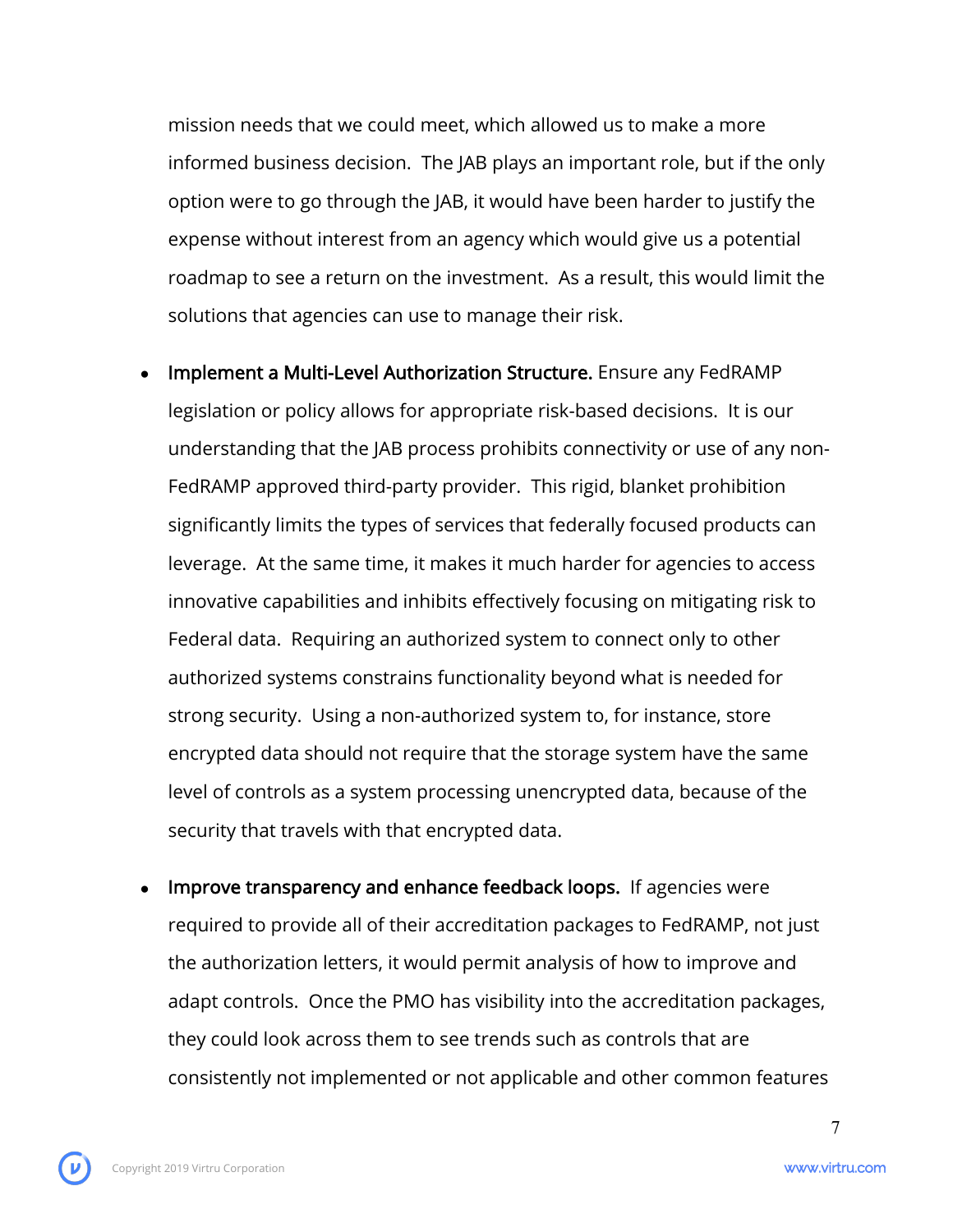mission needs that we could meet, which allowed us to make a more informed business decision. The JAB plays an important role, but if the only option were to go through the JAB, it would have been harder to justify the expense without interest from an agency which would give us a potential roadmap to see a return on the investment. As a result, this would limit the solutions that agencies can use to manage their risk.

- **Implement a Multi-Level Authorization Structure.** Ensure any FedRAMP legislation or policy allows for appropriate risk-based decisions. It is our understanding that the JAB process prohibits connectivity or use of any non-FedRAMP approved third-party provider. This rigid, blanket prohibition significantly limits the types of services that federally focused products can leverage. At the same time, it makes it much harder for agencies to access innovative capabilities and inhibits effectively focusing on mitigating risk to Federal data. Requiring an authorized system to connect only to other authorized systems constrains functionality beyond what is needed for strong security. Using a non-authorized system to, for instance, store encrypted data should not require that the storage system have the same level of controls as a system processing unencrypted data, because of the security that travels with that encrypted data.

- **Improve transparency and enhance feedback loops.** If agencies were required to provide all of their accreditation packages to FedRAMP, not just the authorization letters, it would permit analysis of how to improve and adapt controls. Once the PMO has visibility into the accreditation packages, they could look across them to see trends such as controls that are consistently not implemented or not applicable and other common features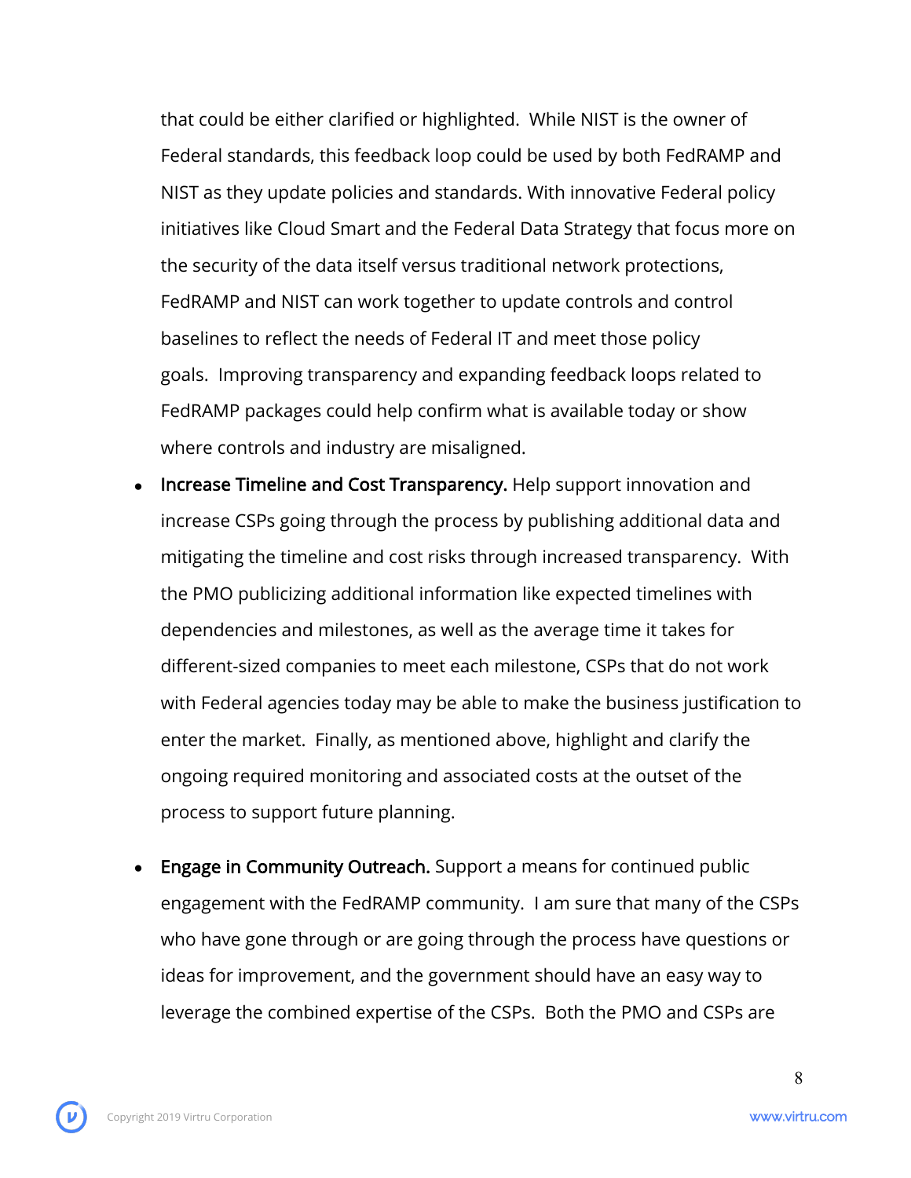that could be either clarified or highlighted. While NIST is the owner of Federal standards, this feedback loop could be used by both FedRAMP and NIST as they update policies and standards. With innovative Federal policy initiatives like Cloud Smart and the Federal Data Strategy that focus more on the security of the data itself versus traditional network protections, FedRAMP and NIST can work together to update controls and control baselines to reflect the needs of Federal IT and meet those policy goals. Improving transparency and expanding feedback loops related to FedRAMP packages could help confirm what is available today or show where controls and industry are misaligned.

- **Increase Timeline and Cost Transparency.** Help support innovation and increase CSPs going through the process by publishing additional data and mitigating the timeline and cost risks through increased transparency. With the PMO publicizing additional information like expected timelines with dependencies and milestones, as well as the average time it takes for different-sized companies to meet each milestone, CSPs that do not work with Federal agencies today may be able to make the business justification to enter the market. Finally, as mentioned above, highlight and clarify the ongoing required monitoring and associated costs at the outset of the process to support future planning.

- **Engage in Community Outreach.** Support a means for continued public engagement with the FedRAMP community. I am sure that many of the CSPs who have gone through or are going through the process have questions or ideas for improvement, and the government should have an easy way to leverage the combined expertise of the CSPs. Both the PMO and CSPs are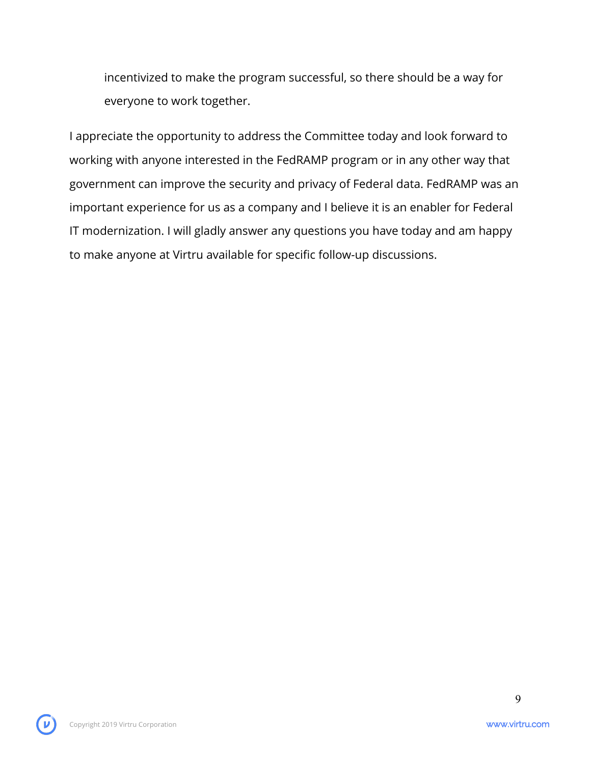incentivized to make the program successful, so there should be a way for everyone to work together.

I appreciate the opportunity to address the Committee today and look forward to working with anyone interested in the FedRAMP program or in any other way that government can improve the security and privacy of Federal data. FedRAMP was an important experience for us as a company and I believe it is an enabler for Federal IT modernization. I will gladly answer any questions you have today and am happy to make anyone at Virtru available for specific follow-up discussions.